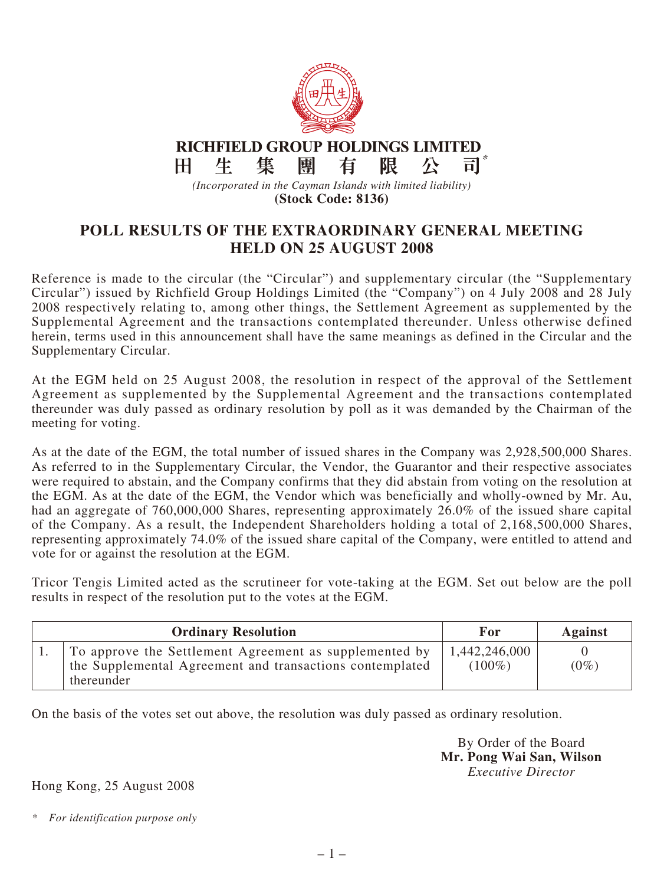# RICHFIELD GROUP HOLDINGS LIMITED

# 田 生 集 團 有 限 公 司*

*(Incorporated in the Cayman Islands with limited liability)*

**(Stock Code: 8136)**

## POLL RESULTS OF THE EXTRAORDINARY GENERAL MEETING HELD ON 25 AUGUST 2008

Reference is made to the circular (the "Circular") and supplementary circular (the "Supplementary Circular") issued by Richfield Group Holdings Limited (the "Company") on 4 July 2008 and 28 July 2008 respectively relating to, among other things, the Settlement Agreement as supplemented by the Supplemental Agreement and the transactions contemplated thereunder. Unless otherwise defined herein, terms used in this announcement shall have the same meanings as defined in the Circular and the Supplementary Circular.

At the EGM held on 25 August 2008, the resolution in respect of the approval of the Settlement Agreement as supplemented by the Supplemental Agreement and the transactions contemplated thereunder was duly passed as ordinary resolution by poll as it was demanded by the Chairman of the meeting for voting.

As at the date of the EGM, the total number of issued shares in the Company was 2,928,500,000 Shares. As referred to in the Supplementary Circular, the Vendor, the Guarantor and their respective associates were required to abstain, and the Company confirms that they did abstain from voting on the resolution at the EGM. As at the date of the EGM, the Vendor which was beneficially and wholly-owned by Mr. Au, had an aggregate of 760,000,000 Shares, representing approximately 26.0% of the issued share capital of the Company. As a result, the Independent Shareholders holding a total of 2,168,500,000 Shares, representing approximately 74.0% of the issued share capital of the Company, were entitled to attend and vote for or against the resolution at the EGM.

Tricor Tengis Limited acted as the scrutineer for vote-taking at the EGM. Set out below are the poll results in respect of the resolution put to the votes at the EGM.

| | Ordinary Resolution | For | Against |
|---|---|---|---|
| 1. | To approve the Settlement Agreement as supplemented by the Supplemental Agreement and transactions contemplated thereunder | 1,442,246,000 (100%) | 0 (0%) |

On the basis of the votes set out above, the resolution was duly passed as ordinary resolution.

By Order of the Board
**Mr. Pong Wai San, Wilson**
*Executive Director*

Hong Kong, 25 August 2008

\* *For identification purpose only*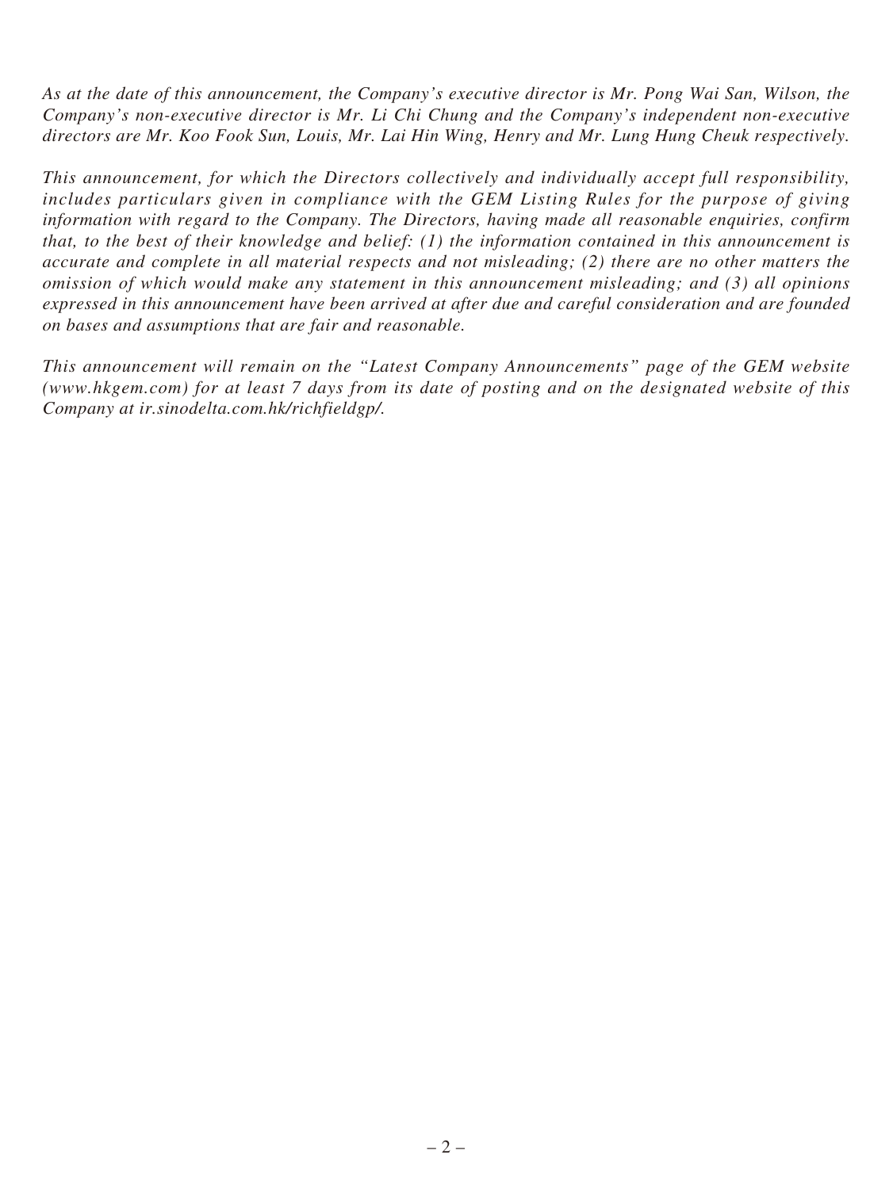*As at the date of this announcement, the Company's executive director is Mr. Pong Wai San, Wilson, the Company's non-executive director is Mr. Li Chi Chung and the Company's independent non-executive directors are Mr. Koo Fook Sun, Louis, Mr. Lai Hin Wing, Henry and Mr. Lung Hung Cheuk respectively.*

*This announcement, for which the Directors collectively and individually accept full responsibility, includes particulars given in compliance with the GEM Listing Rules for the purpose of giving information with regard to the Company. The Directors, having made all reasonable enquiries, confirm that, to the best of their knowledge and belief: (1) the information contained in this announcement is accurate and complete in all material respects and not misleading; (2) there are no other matters the omission of which would make any statement in this announcement misleading; and (3) all opinions expressed in this announcement have been arrived at after due and careful consideration and are founded on bases and assumptions that are fair and reasonable.*

*This announcement will remain on the "Latest Company Announcements" page of the GEM website (www.hkgem.com) for at least 7 days from its date of posting and on the designated website of this Company at ir.sinodelta.com.hk/richfieldgp/.*